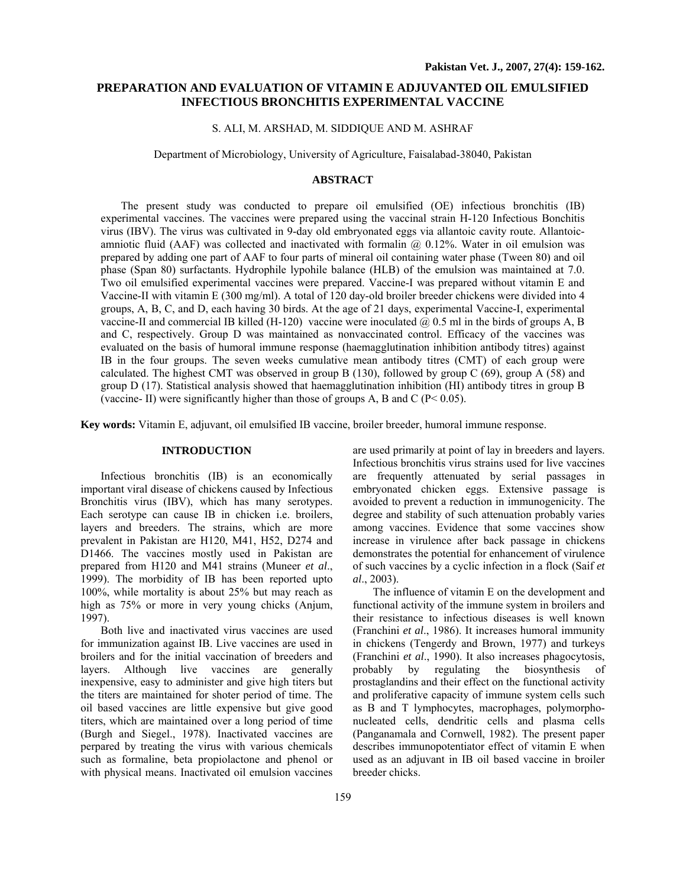# PREPARATION AND EVALUATION OF VITAMIN E ADJUVANTED OIL EMULSIFIED INFECTIOUS BRONCHITIS EXPERIMENTAL VACCINE

S. ALI, M. ARSHAD, M. SIDDIQUE AND M. ASHRAF

Department of Microbiology, University of Agriculture, Faisalabad-38040, Pakistan

## ABSTRACT

The present study was conducted to prepare oil emulsified (OE) infectious bronchitis (IB) experimental vaccines. The vaccines were prepared using the vaccinal strain H-120 Infectious Bonchitis virus (IBV). The virus was cultivated in 9-day old embryonated eggs via allantoic cavity route. Allantoic-amniotic fluid (AAF) was collected and inactivated with formalin @ 0.12%. Water in oil emulsion was prepared by adding one part of AAF to four parts of mineral oil containing water phase (Tween 80) and oil phase (Span 80) surfactants. Hydrophile lypohile balance (HLB) of the emulsion was maintained at 7.0. Two oil emulsified experimental vaccines were prepared. Vaccine-I was prepared without vitamin E and Vaccine-II with vitamin E (300 mg/ml). A total of 120 day-old broiler breeder chickens were divided into 4 groups, A, B, C, and D, each having 30 birds. At the age of 21 days, experimental Vaccine-I, experimental vaccine-II and commercial IB killed (H-120) vaccine were inoculated @ 0.5 ml in the birds of groups A, B and C, respectively. Group D was maintained as nonvaccinated control. Efficacy of the vaccines was evaluated on the basis of humoral immune response (haemagglutination inhibition antibody titres) against IB in the four groups. The seven weeks cumulative mean antibody titres (CMT) of each group were calculated. The highest CMT was observed in group B (130), followed by group C (69), group A (58) and group D (17). Statistical analysis showed that haemagglutination inhibition (HI) antibody titres in group B (vaccine- II) were significantly higher than those of groups A, B and C ($P < 0.05$).

**Key words:** Vitamin E, adjuvant, oil emulsified IB vaccine, broiler breeder, humoral immune response.

## INTRODUCTION

Infectious bronchitis (IB) is an economically important viral disease of chickens caused by Infectious Bronchitis virus (IBV), which has many serotypes. Each serotype can cause IB in chicken i.e. broilers, layers and breeders. The strains, which are more prevalent in Pakistan are H120, M41, H52, D274 and D1466. The vaccines mostly used in Pakistan are prepared from H120 and M41 strains (Muneer *et al*., 1999). The morbidity of IB has been reported upto 100%, while mortality is about 25% but may reach as high as 75% or more in very young chicks (Anjum, 1997).

Both live and inactivated virus vaccines are used for immunization against IB. Live vaccines are used in broilers and for the initial vaccination of breeders and layers. Although live vaccines are generally inexpensive, easy to administer and give high titers but the titers are maintained for shoter period of time. The oil based vaccines are little expensive but give good titers, which are maintained over a long period of time (Burgh and Siegel., 1978). Inactivated vaccines are perpared by treating the virus with various chemicals such as formaline, beta propiolactone and phenol or with physical means. Inactivated oil emulsion vaccines are used primarily at point of lay in breeders and layers. Infectious bronchitis virus strains used for live vaccines are frequently attenuated by serial passages in embryonated chicken eggs. Extensive passage is avoided to prevent a reduction in immunogenicity. The degree and stability of such attenuation probably varies among vaccines. Evidence that some vaccines show increase in virulence after back passage in chickens demonstrates the potential for enhancement of virulence of such vaccines by a cyclic infection in a flock (Saif *et al*., 2003).

The influence of vitamin E on the development and functional activity of the immune system in broilers and their resistance to infectious diseases is well known (Franchini *et al*., 1986). It increases humoral immunity in chickens (Tengerdy and Brown, 1977) and turkeys (Franchini *et al*., 1990). It also increases phagocytosis, probably by regulating the biosynthesis of prostaglandins and their effect on the functional activity and proliferative capacity of immune system cells such as B and T lymphocytes, macrophages, polymorphonucleated cells, dendritic cells and plasma cells (Panganamala and Cornwell, 1982). The present paper describes immunopotentiator effect of vitamin E when used as an adjuvant in IB oil based vaccine in broiler breeder chicks.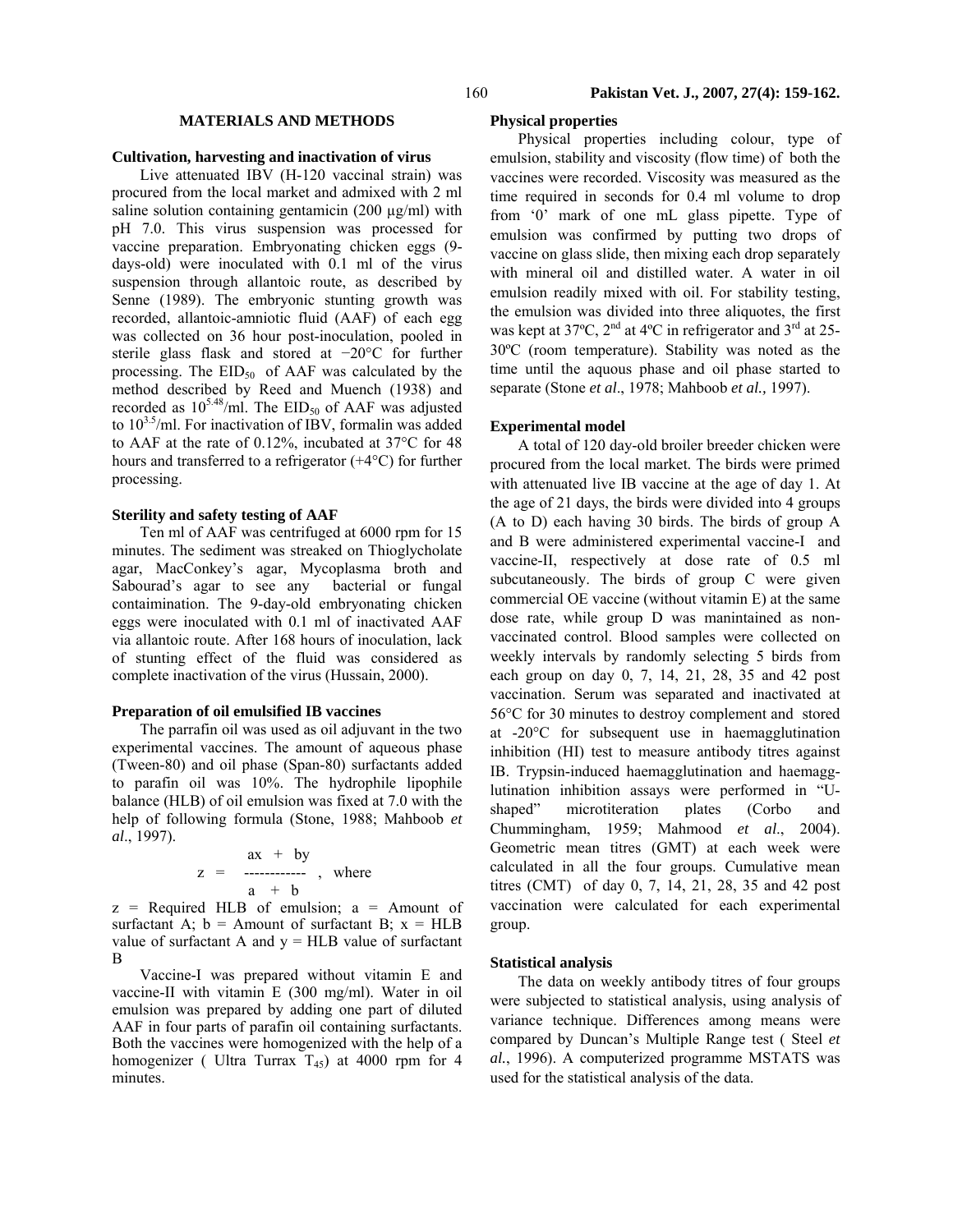## MATERIALS AND METHODS

### Cultivation, harvesting and inactivation of virus

Live attenuated IBV (H-120 vaccinal strain) was procured from the local market and admixed with 2 ml saline solution containing gentamicin (200 µg/ml) with pH 7.0. This virus suspension was processed for vaccine preparation. Embryonating chicken eggs (9-days-old) were inoculated with 0.1 ml of the virus suspension through allantoic route, as described by Senne (1989). The embryonic stunting growth was recorded, allantoic-amniotic fluid (AAF) of each egg was collected on 36 hour post-inoculation, pooled in sterile glass flask and stored at −20°C for further processing. The $EID_{50}$ of AAF was calculated by the method described by Reed and Muench (1938) and recorded as $10^{5.48}$/ml. The $EID_{50}$ of AAF was adjusted to $10^{3.5}$/ml. For inactivation of IBV, formalin was added to AAF at the rate of 0.12%, incubated at 37°C for 48 hours and transferred to a refrigerator (+4°C) for further processing.

### Sterility and safety testing of AAF

Ten ml of AAF was centrifuged at 6000 rpm for 15 minutes. The sediment was streaked on Thioglycholate agar, MacConkey's agar, Mycoplasma broth and Sabourad's agar to see any bacterial or fungal contaimination. The 9-day-old embryonating chicken eggs were inoculated with 0.1 ml of inactivated AAF via allantoic route. After 168 hours of inoculation, lack of stunting effect of the fluid was considered as complete inactivation of the virus (Hussain, 2000).

### Preparation of oil emulsified IB vaccines

The parrafin oil was used as oil adjuvant in the two experimental vaccines. The amount of aqueous phase (Tween-80) and oil phase (Span-80) surfactants added to parafin oil was 10%. The hydrophile lipophile balance (HLB) of oil emulsion was fixed at 7.0 with the help of following formula (Stone, 1988; Mahboob *et al*., 1997).

$$z = \frac{ax + by}{a + b}, \text{ where}$$

z = Required HLB of emulsion; a = Amount of surfactant A; b = Amount of surfactant B; x = HLB value of surfactant A and y = HLB value of surfactant B

Vaccine-I was prepared without vitamin E and vaccine-II with vitamin E (300 mg/ml). Water in oil emulsion was prepared by adding one part of diluted AAF in four parts of parafin oil containing surfactants. Both the vaccines were homogenized with the help of a homogenizer ( Ultra Turrax $T_{45}$) at 4000 rpm for 4 minutes.

### Physical properties

Physical properties including colour, type of emulsion, stability and viscosity (flow time) of both the vaccines were recorded. Viscosity was measured as the time required in seconds for 0.4 ml volume to drop from '0' mark of one mL glass pipette. Type of emulsion was confirmed by putting two drops of vaccine on glass slide, then mixing each drop separately with mineral oil and distilled water. A water in oil emulsion readily mixed with oil. For stability testing, the emulsion was divided into three aliquotes, the first was kept at 37ºC, 2nd at 4ºC in refrigerator and 3rd at 25-30ºC (room temperature). Stability was noted as the time until the aquous phase and oil phase started to separate (Stone *et al*., 1978; Mahboob *et al.,* 1997).

### Experimental model

A total of 120 day-old broiler breeder chicken were procured from the local market. The birds were primed with attenuated live IB vaccine at the age of day 1. At the age of 21 days, the birds were divided into 4 groups (A to D) each having 30 birds. The birds of group A and B were administered experimental vaccine-I and vaccine-II, respectively at dose rate of 0.5 ml subcutaneously. The birds of group C were given commercial OE vaccine (without vitamin E) at the same dose rate, while group D was manintained as non-vaccinated control. Blood samples were collected on weekly intervals by randomly selecting 5 birds from each group on day 0, 7, 14, 21, 28, 35 and 42 post vaccination. Serum was separated and inactivated at 56°C for 30 minutes to destroy complement and stored at -20°C for subsequent use in haemagglutination inhibition (HI) test to measure antibody titres against IB. Trypsin-induced haemagglutination and haemagglutination inhibition assays were performed in "U-shaped" microtiteration plates (Corbo and Chummingham, 1959; Mahmood *et al*., 2004). Geometric mean titres (GMT) at each week were calculated in all the four groups. Cumulative mean titres (CMT) of day 0, 7, 14, 21, 28, 35 and 42 post vaccination were calculated for each experimental group.

### Statistical analysis

The data on weekly antibody titres of four groups were subjected to statistical analysis, using analysis of variance technique. Differences among means were compared by Duncan's Multiple Range test ( Steel *et al.*, 1996). A computerized programme MSTATS was used for the statistical analysis of the data.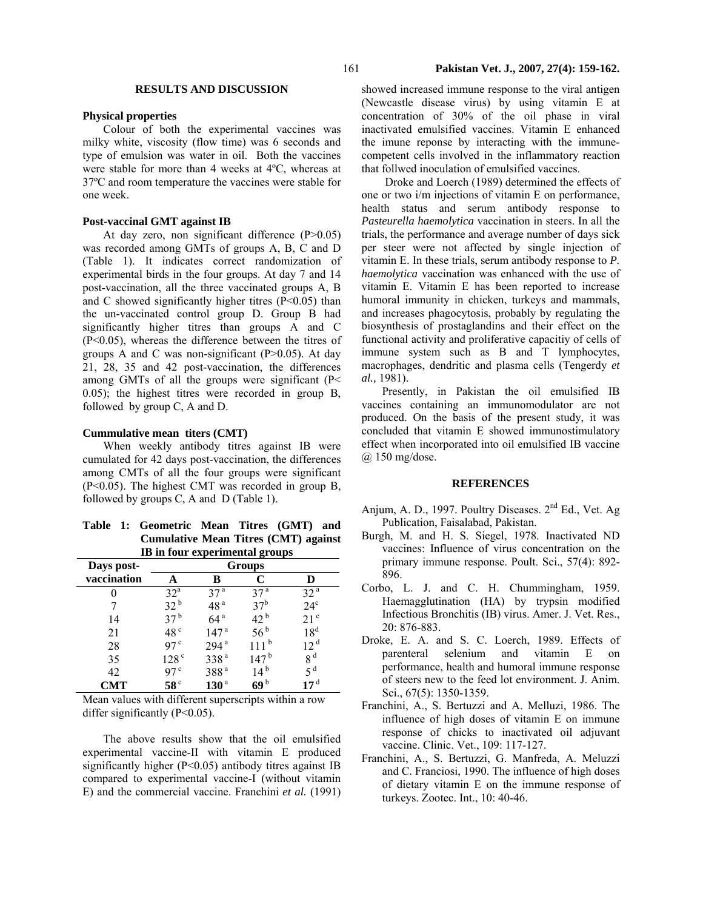## RESULTS AND DISCUSSION

### Physical properties

Colour of both the experimental vaccines was milky white, viscosity (flow time) was 6 seconds and type of emulsion was water in oil. Both the vaccines were stable for more than 4 weeks at 4ºC, whereas at 37ºC and room temperature the vaccines were stable for one week.

### Post-vaccinal GMT against IB

At day zero, non significant difference (P>0.05) was recorded among GMTs of groups A, B, C and D (Table 1). It indicates correct randomization of experimental birds in the four groups. At day 7 and 14 post-vaccination, all the three vaccinated groups A, B and C showed significantly higher titres (P<0.05) than the un-vaccinated control group D. Group B had significantly higher titres than groups A and C (P<0.05), whereas the difference between the titres of groups A and C was non-significant (P>0.05). At day 21, 28, 35 and 42 post-vaccination, the differences among GMTs of all the groups were significant (P< 0.05); the highest titres were recorded in group B, followed by group C, A and D.

### Cummulative mean titers (CMT)

When weekly antibody titres against IB were cumulated for 42 days post-vaccination, the differences among CMTs of all the four groups were significant (P<0.05). The highest CMT was recorded in group B, followed by groups C, A and D (Table 1).

**Table 1: Geometric Mean Titres (GMT) and Cumulative Mean Titres (CMT) against IB in four experimental groups**

| Days post-vaccination | Groups | | | |
|---|---|---|---|---|
| | A | B | C | D |
| 0 | 32[a] | 37[a] | 37[a] | 32[a] |
| 7 | 32[b] | 48[a] | 37[b] | 24[c] |
| 14 | 37[b] | 64[a] | 42[b] | 21[c] |
| 21 | 48[c] | 147[a] | 56[b] | 18[d] |
| 28 | 97[c] | 294[a] | 111[b] | 12[d] |
| 35 | 128[c] | 338[a] | 147[b] | 8[d] |
| 42 | 97[c] | 388[a] | 14[b] | 5[d] |
| **CMT** | **58**[c] | **130**[a] | **69**[b] | **17**[d] |

Mean values with different superscripts within a row differ significantly (P<0.05).

The above results show that the oil emulsified experimental vaccine-II with vitamin E produced significantly higher (P<0.05) antibody titres against IB compared to experimental vaccine-I (without vitamin E) and the commercial vaccine. Franchini *et al.* (1991) showed increased immune response to the viral antigen (Newcastle disease virus) by using vitamin E at concentration of 30% of the oil phase in viral inactivated emulsified vaccines. Vitamin E enhanced the imune reponse by interacting with the immune-competent cells involved in the inflammatory reaction that follwed inoculation of emulsified vaccines.

Droke and Loerch (1989) determined the effects of one or two i/m injections of vitamin E on performance, health status and serum antibody response to *Pasteurella haemolytica* vaccination in steers. In all the trials, the performance and average number of days sick per steer were not affected by single injection of vitamin E. In these trials, serum antibody response to *P. haemolytica* vaccination was enhanced with the use of vitamin E. Vitamin E has been reported to increase humoral immunity in chicken, turkeys and mammals, and increases phagocytosis, probably by regulating the biosynthesis of prostaglandins and their effect on the functional activity and proliferative capacitiy of cells of immune system such as B and T lymphocytes, macrophages, dendritic and plasma cells (Tengerdy *et al.,* 1981).

Presently, in Pakistan the oil emulsified IB vaccines containing an immunomodulator are not produced. On the basis of the present study, it was concluded that vitamin E showed immunostimulatory effect when incorporated into oil emulsified IB vaccine @ 150 mg/dose.

## REFERENCES

Anjum, A. D., 1997. Poultry Diseases. 2[nd] Ed., Vet. Ag Publication, Faisalabad, Pakistan.

Burgh, M. and H. S. Siegel, 1978. Inactivated ND vaccines: Influence of virus concentration on the primary immune response. Poult. Sci., 57(4): 892-896.

Corbo, L. J. and C. H. Chummingham, 1959. Haemagglutination (HA) by trypsin modified Infectious Bronchitis (IB) virus. Amer. J. Vet. Res., 20: 876-883.

Droke, E. A. and S. C. Loerch, 1989. Effects of parenteral selenium and vitamin E on performance, health and humoral immune response of steers new to the feed lot environment. J. Anim. Sci., 67(5): 1350-1359.

Franchini, A., S. Bertuzzi and A. Melluzi, 1986. The influence of high doses of vitamin E on immune response of chicks to inactivated oil adjuvant vaccine. Clinic. Vet., 109: 117-127.

Franchini, A., S. Bertuzzi, G. Manfreda, A. Meluzzi and C. Franciosi, 1990. The influence of high doses of dietary vitamin E on the immune response of turkeys. Zootec. Int., 10: 40-46.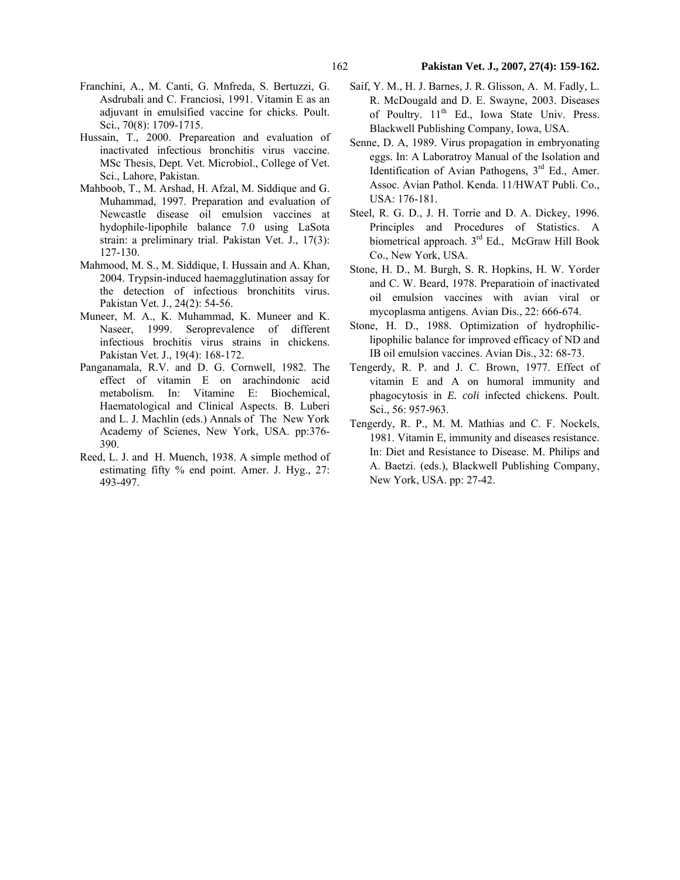Franchini, A., M. Canti, G. Mnfreda, S. Bertuzzi, G. Asdrubali and C. Franciosi, 1991. Vitamin E as an adjuvant in emulsified vaccine for chicks. Poult. Sci., 70(8): 1709-1715.

Hussain, T., 2000. Prepareation and evaluation of inactivated infectious bronchitis virus vaccine. MSc Thesis, Dept. Vet. Microbiol., College of Vet. Sci., Lahore, Pakistan.

Mahboob, T., M. Arshad, H. Afzal, M. Siddique and G. Muhammad, 1997. Preparation and evaluation of Newcastle disease oil emulsion vaccines at hydophile-lipophile balance 7.0 using LaSota strain: a preliminary trial. Pakistan Vet. J., 17(3): 127-130.

Mahmood, M. S., M. Siddique, I. Hussain and A. Khan, 2004. Trypsin-induced haemagglutination assay for the detection of infectious bronchitits virus. Pakistan Vet. J., 24(2): 54-56.

Muneer, M. A., K. Muhammad, K. Muneer and K. Naseer, 1999. Seroprevalence of different infectious brochitis virus strains in chickens. Pakistan Vet. J., 19(4): 168-172.

Panganamala, R.V. and D. G. Cornwell, 1982. The effect of vitamin E on arachindonic acid metabolism. In: Vitamine E: Biochemical, Haematological and Clinical Aspects. B. Luberi and L. J. Machlin (eds.) Annals of The New York Academy of Scienes, New York, USA. pp:376-390.

Reed, L. J. and H. Muench, 1938. A simple method of estimating fifty % end point. Amer. J. Hyg., 27: 493-497.

Saif, Y. M., H. J. Barnes, J. R. Glisson, A. M. Fadly, L. R. McDougald and D. E. Swayne, 2003. Diseases of Poultry. 11th Ed., Iowa State Univ. Press. Blackwell Publishing Company, Iowa, USA.

Senne, D. A, 1989. Virus propagation in embryonating eggs. In: A Laboratroy Manual of the Isolation and Identification of Avian Pathogens, 3rd Ed., Amer. Assoc. Avian Pathol. Kenda. 11/HWAT Publi. Co., USA: 176-181.

Steel, R. G. D., J. H. Torrie and D. A. Dickey, 1996. Principles and Procedures of Statistics. A biometrical approach. 3rd Ed., McGraw Hill Book Co., New York, USA.

Stone, H. D., M. Burgh, S. R. Hopkins, H. W. Yorder and C. W. Beard, 1978. Preparatioin of inactivated oil emulsion vaccines with avian viral or mycoplasma antigens. Avian Dis., 22: 666-674.

Stone, H. D., 1988. Optimization of hydrophilic-lipophilic balance for improved efficacy of ND and IB oil emulsion vaccines. Avian Dis., 32: 68-73.

Tengerdy, R. P. and J. C. Brown, 1977. Effect of vitamin E and A on humoral immunity and phagocytosis in *E. coli* infected chickens. Poult. Sci., 56: 957-963.

Tengerdy, R. P., M. M. Mathias and C. F. Nockels, 1981. Vitamin E, immunity and diseases resistance. In: Diet and Resistance to Disease. M. Philips and A. Baetzi. (eds.), Blackwell Publishing Company, New York, USA. pp: 27-42.